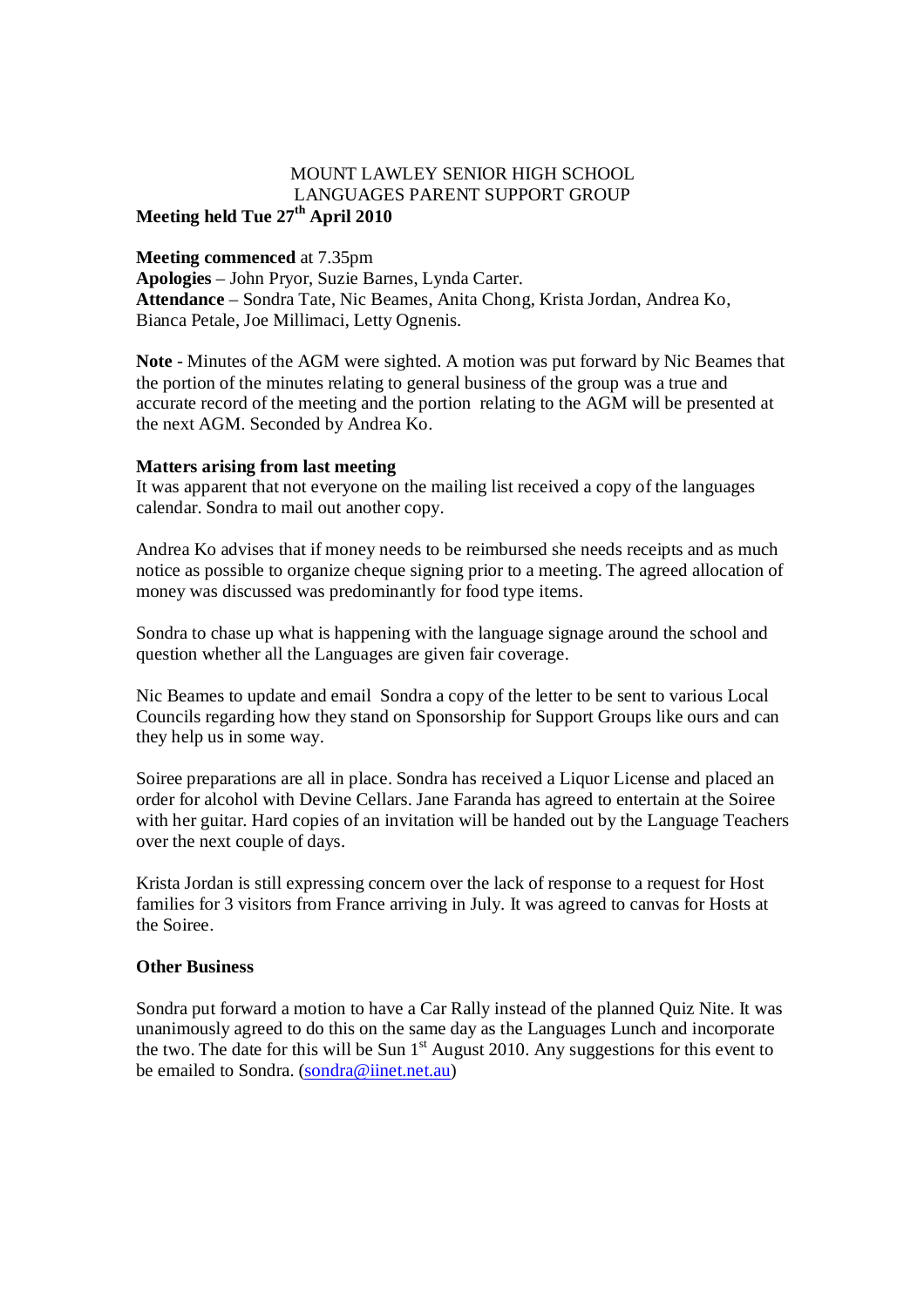MOUNT LAWLEY SENIOR HIGH SCHOOL
LANGUAGES PARENT SUPPORT GROUP

**Meeting held Tue 27th April 2010**

**Meeting commenced** at 7.35pm
**Apologies** – John Pryor, Suzie Barnes, Lynda Carter.
**Attendance** – Sondra Tate, Nic Beames, Anita Chong, Krista Jordan, Andrea Ko, Bianca Petale, Joe Millimaci, Letty Ognenis.

**Note** - Minutes of the AGM were sighted. A motion was put forward by Nic Beames that the portion of the minutes relating to general business of the group was a true and accurate record of the meeting and the portion relating to the AGM will be presented at the next AGM. Seconded by Andrea Ko.

**Matters arising from last meeting**

It was apparent that not everyone on the mailing list received a copy of the languages calendar. Sondra to mail out another copy.

Andrea Ko advises that if money needs to be reimbursed she needs receipts and as much notice as possible to organize cheque signing prior to a meeting. The agreed allocation of money was discussed was predominantly for food type items.

Sondra to chase up what is happening with the language signage around the school and question whether all the Languages are given fair coverage.

Nic Beames to update and email Sondra a copy of the letter to be sent to various Local Councils regarding how they stand on Sponsorship for Support Groups like ours and can they help us in some way.

Soiree preparations are all in place. Sondra has received a Liquor License and placed an order for alcohol with Devine Cellars. Jane Faranda has agreed to entertain at the Soiree with her guitar. Hard copies of an invitation will be handed out by the Language Teachers over the next couple of days.

Krista Jordan is still expressing concern over the lack of response to a request for Host families for 3 visitors from France arriving in July. It was agreed to canvas for Hosts at the Soiree.

**Other Business**

Sondra put forward a motion to have a Car Rally instead of the planned Quiz Nite. It was unanimously agreed to do this on the same day as the Languages Lunch and incorporate the two. The date for this will be Sun 1st August 2010. Any suggestions for this event to be emailed to Sondra. (sondra@iinet.net.au)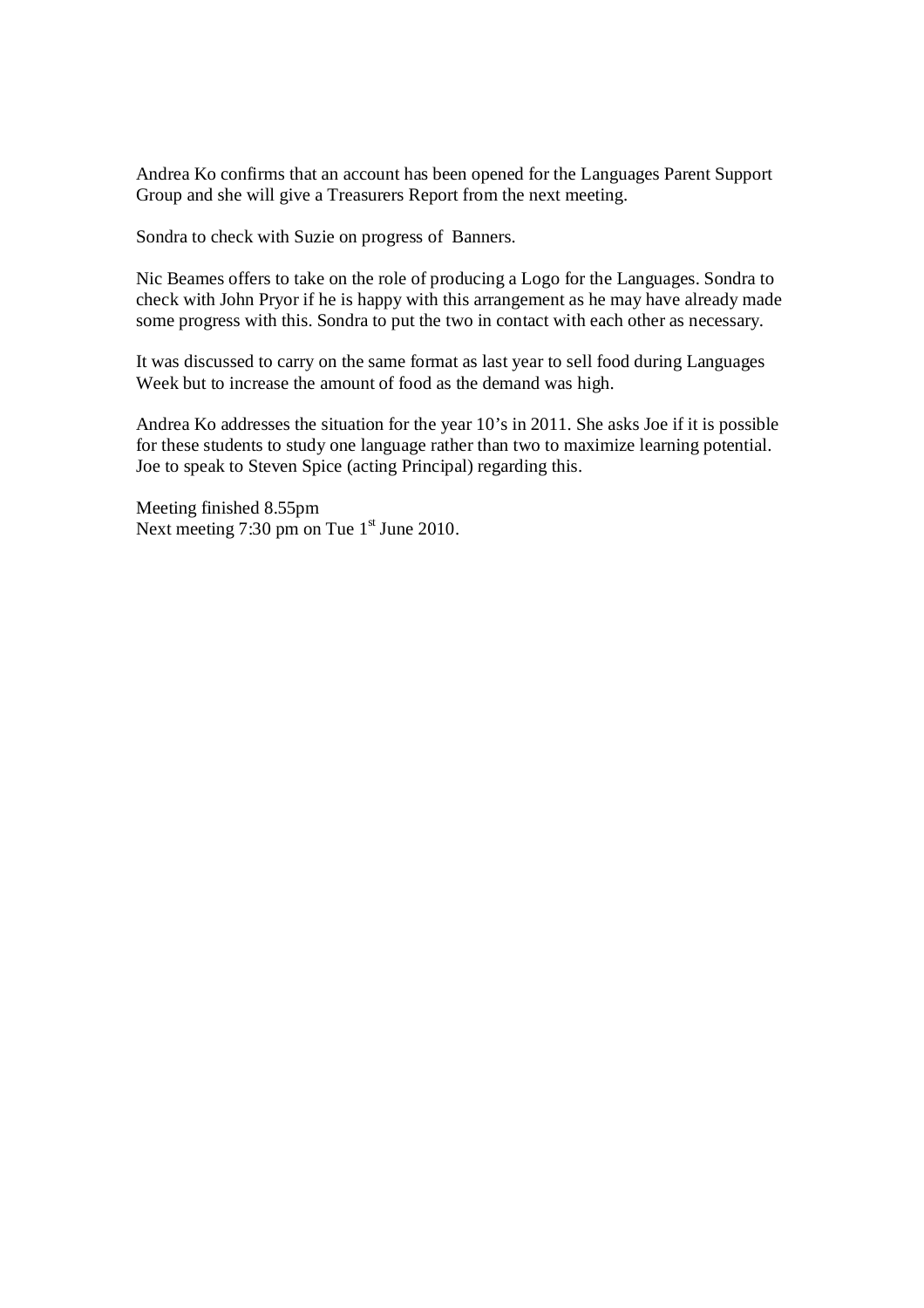Andrea Ko confirms that an account has been opened for the Languages Parent Support Group and she will give a Treasurers Report from the next meeting.

Sondra to check with Suzie on progress of Banners.

Nic Beames offers to take on the role of producing a Logo for the Languages. Sondra to check with John Pryor if he is happy with this arrangement as he may have already made some progress with this. Sondra to put the two in contact with each other as necessary.

It was discussed to carry on the same format as last year to sell food during Languages Week but to increase the amount of food as the demand was high.

Andrea Ko addresses the situation for the year 10's in 2011. She asks Joe if it is possible for these students to study one language rather than two to maximize learning potential. Joe to speak to Steven Spice (acting Principal) regarding this.

Meeting finished 8.55pm
Next meeting 7:30 pm on Tue 1st June 2010.